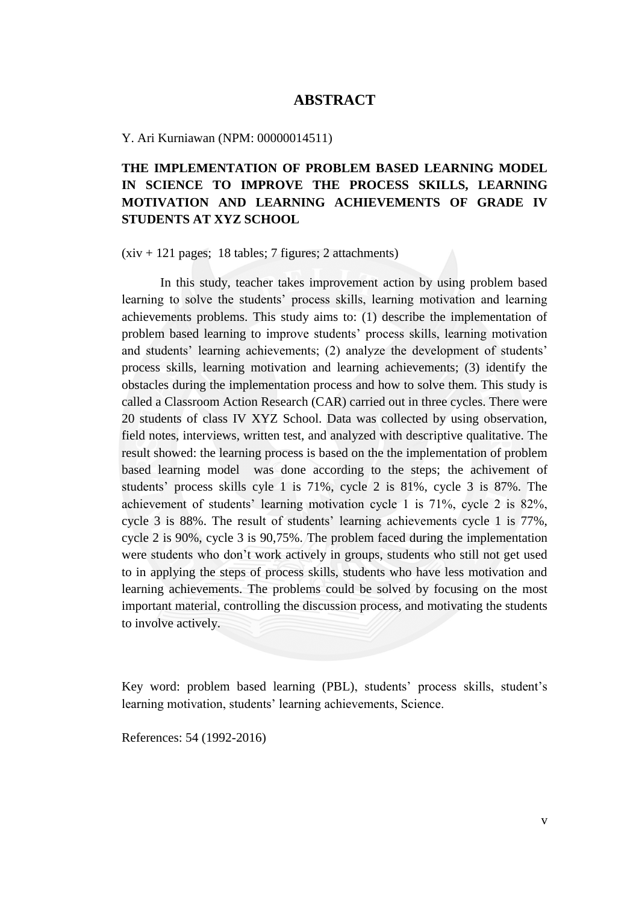# ABSTRACT

Y. Ari Kurniawan (NPM: 00000014511)

**THE IMPLEMENTATION OF PROBLEM BASED LEARNING MODEL IN SCIENCE TO IMPROVE THE PROCESS SKILLS, LEARNING MOTIVATION AND LEARNING ACHIEVEMENTS OF GRADE IV STUDENTS AT XYZ SCHOOL**

(xiv + 121 pages; 18 tables; 7 figures; 2 attachments)

In this study, teacher takes improvement action by using problem based learning to solve the students' process skills, learning motivation and learning achievements problems. This study aims to: (1) describe the implementation of problem based learning to improve students' process skills, learning motivation and students' learning achievements; (2) analyze the development of students' process skills, learning motivation and learning achievements; (3) identify the obstacles during the implementation process and how to solve them. This study is called a Classroom Action Research (CAR) carried out in three cycles. There were 20 students of class IV XYZ School. Data was collected by using observation, field notes, interviews, written test, and analyzed with descriptive qualitative. The result showed: the learning process is based on the the implementation of problem based learning model was done according to the steps; the achivement of students' process skills cyle 1 is 71%, cycle 2 is 81%, cycle 3 is 87%. The achievement of students' learning motivation cycle 1 is 71%, cycle 2 is 82%, cycle 3 is 88%. The result of students' learning achievements cycle 1 is 77%, cycle 2 is 90%, cycle 3 is 90,75%. The problem faced during the implementation were students who don't work actively in groups, students who still not get used to in applying the steps of process skills, students who have less motivation and learning achievements. The problems could be solved by focusing on the most important material, controlling the discussion process, and motivating the students to involve actively.

Key word: problem based learning (PBL), students' process skills, student's learning motivation, students' learning achievements, Science.

References: 54 (1992-2016)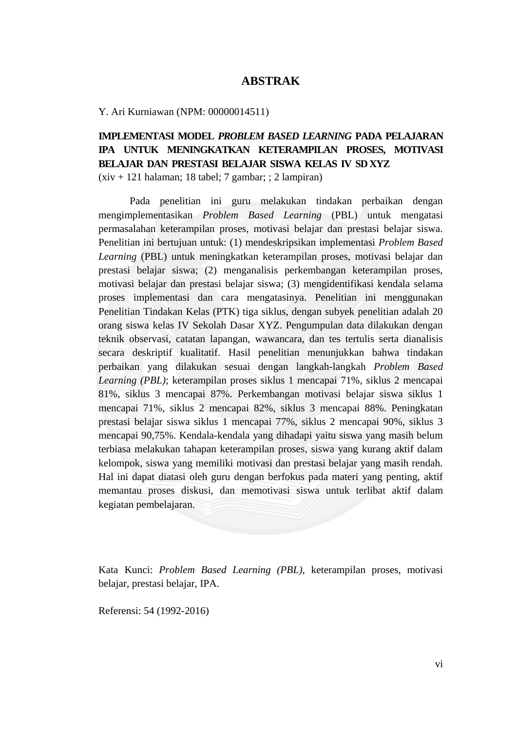# ABSTRAK

Y. Ari Kurniawan (NPM: 00000014511)

**IMPLEMENTASI MODEL *PROBLEM BASED LEARNING* PADA PELAJARAN IPA UNTUK MENINGKATKAN KETERAMPILAN PROSES, MOTIVASI BELAJAR DAN PRESTASI BELAJAR SISWA KELAS IV SD XYZ**
(xiv + 121 halaman; 18 tabel; 7 gambar; ; 2 lampiran)

Pada penelitian ini guru melakukan tindakan perbaikan dengan mengimplementasikan *Problem Based Learning* (PBL) untuk mengatasi permasalahan keterampilan proses, motivasi belajar dan prestasi belajar siswa. Penelitian ini bertujuan untuk: (1) mendeskripsikan implementasi *Problem Based Learning* (PBL) untuk meningkatkan keterampilan proses, motivasi belajar dan prestasi belajar siswa; (2) menganalisis perkembangan keterampilan proses, motivasi belajar dan prestasi belajar siswa; (3) mengidentifikasi kendala selama proses implementasi dan cara mengatasinya. Penelitian ini menggunakan Penelitian Tindakan Kelas (PTK) tiga siklus, dengan subyek penelitian adalah 20 orang siswa kelas IV Sekolah Dasar XYZ. Pengumpulan data dilakukan dengan teknik observasi, catatan lapangan, wawancara, dan tes tertulis serta dianalisis secara deskriptif kualitatif. Hasil penelitian menunjukkan bahwa tindakan perbaikan yang dilakukan sesuai dengan langkah-langkah *Problem Based Learning (PBL)*; keterampilan proses siklus 1 mencapai 71%, siklus 2 mencapai 81%, siklus 3 mencapai 87%. Perkembangan motivasi belajar siswa siklus 1 mencapai 71%, siklus 2 mencapai 82%, siklus 3 mencapai 88%. Peningkatan prestasi belajar siswa siklus 1 mencapai 77%, siklus 2 mencapai 90%, siklus 3 mencapai 90,75%. Kendala-kendala yang dihadapi yaitu siswa yang masih belum terbiasa melakukan tahapan keterampilan proses, siswa yang kurang aktif dalam kelompok, siswa yang memiliki motivasi dan prestasi belajar yang masih rendah. Hal ini dapat diatasi oleh guru dengan berfokus pada materi yang penting, aktif memantau proses diskusi, dan memotivasi siswa untuk terlibat aktif dalam kegiatan pembelajaran.

Kata Kunci: *Problem Based Learning (PBL),* keterampilan proses, motivasi belajar, prestasi belajar, IPA.

Referensi: 54 (1992-2016)